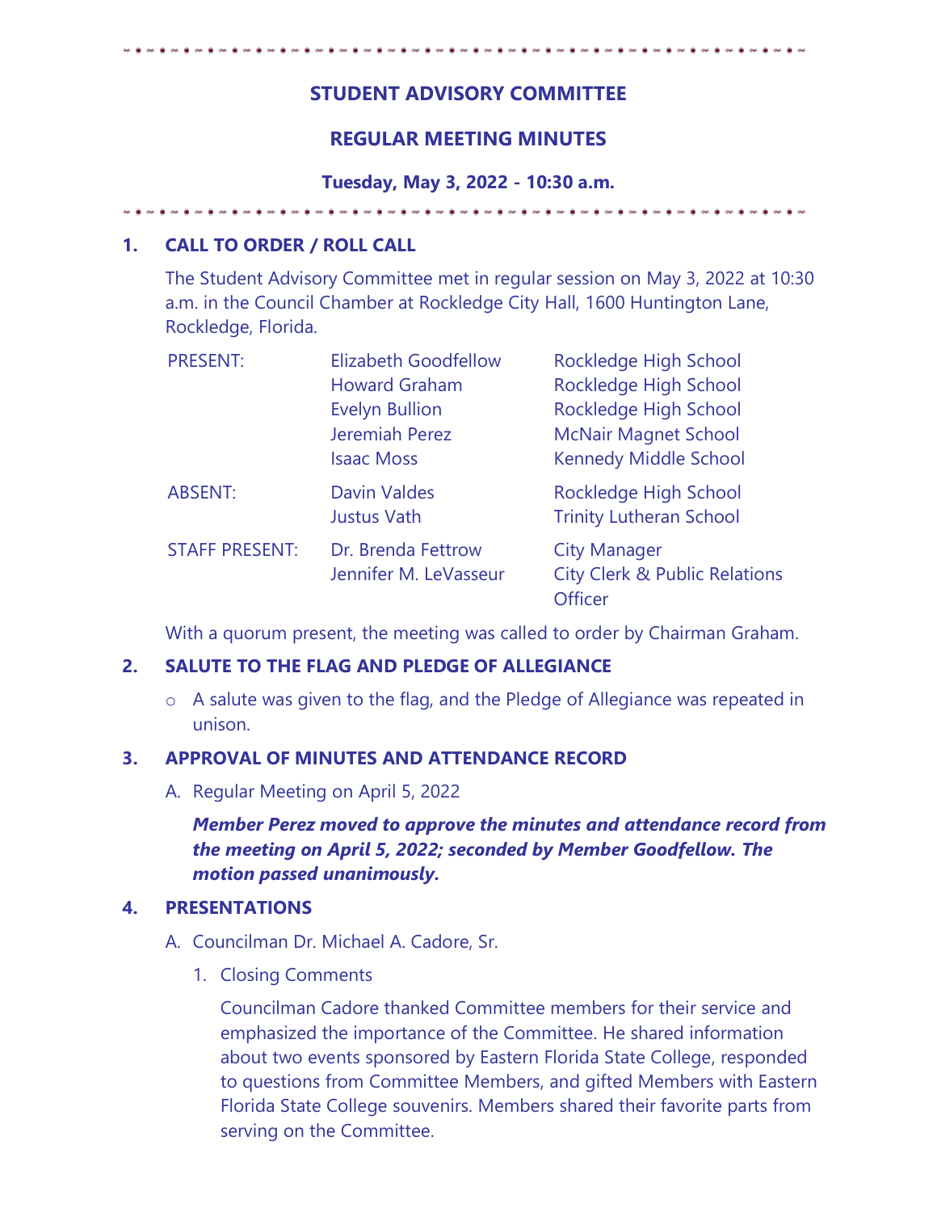# STUDENT ADVISORY COMMITTEE

## REGULAR MEETING MINUTES

**Tuesday, May 3, 2022 - 10:30 a.m.**

## 1. CALL TO ORDER / ROLL CALL

The Student Advisory Committee met in regular session on May 3, 2022 at 10:30 a.m. in the Council Chamber at Rockledge City Hall, 1600 Huntington Lane, Rockledge, Florida.

| | | |
|---|---|---|
| PRESENT: | Elizabeth Goodfellow | Rockledge High School |
| | Howard Graham | Rockledge High School |
| | Evelyn Bullion | Rockledge High School |
| | Jeremiah Perez | McNair Magnet School |
| | Isaac Moss | Kennedy Middle School |
| ABSENT: | Davin Valdes | Rockledge High School |
| | Justus Vath | Trinity Lutheran School |
| STAFF PRESENT: | Dr. Brenda Fettrow | City Manager |
| | Jennifer M. LeVasseur | City Clerk & Public Relations Officer |

With a quorum present, the meeting was called to order by Chairman Graham.

## 2. SALUTE TO THE FLAG AND PLEDGE OF ALLEGIANCE

- A salute was given to the flag, and the Pledge of Allegiance was repeated in unison.

## 3. APPROVAL OF MINUTES AND ATTENDANCE RECORD

A. Regular Meeting on April 5, 2022

***Member Perez moved to approve the minutes and attendance record from the meeting on April 5, 2022; seconded by Member Goodfellow. The motion passed unanimously.***

## 4. PRESENTATIONS

A. Councilman Dr. Michael A. Cadore, Sr.

1. Closing Comments

Councilman Cadore thanked Committee members for their service and emphasized the importance of the Committee. He shared information about two events sponsored by Eastern Florida State College, responded to questions from Committee Members, and gifted Members with Eastern Florida State College souvenirs. Members shared their favorite parts from serving on the Committee.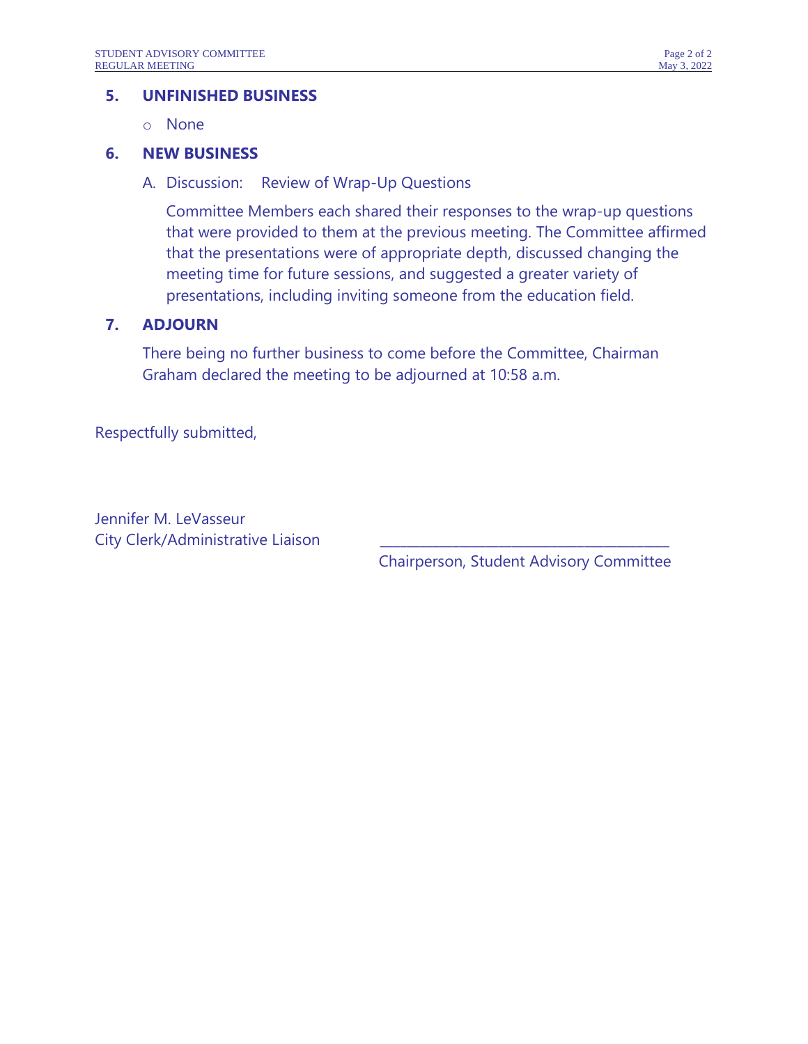## 5. UNFINISHED BUSINESS

- None

## 6. NEW BUSINESS

A. Discussion: Review of Wrap-Up Questions

Committee Members each shared their responses to the wrap-up questions that were provided to them at the previous meeting. The Committee affirmed that the presentations were of appropriate depth, discussed changing the meeting time for future sessions, and suggested a greater variety of presentations, including inviting someone from the education field.

## 7. ADJOURN

There being no further business to come before the Committee, Chairman Graham declared the meeting to be adjourned at 10:58 a.m.

Respectfully submitted,

Jennifer M. LeVasseur
City Clerk/Administrative Liaison

\_\_\_\_\_\_\_\_\_\_\_\_\_\_\_\_\_\_\_\_\_\_\_\_\_\_\_\_\_\_\_\_\_\_\_\_\_\_\_\_
Chairperson, Student Advisory Committee